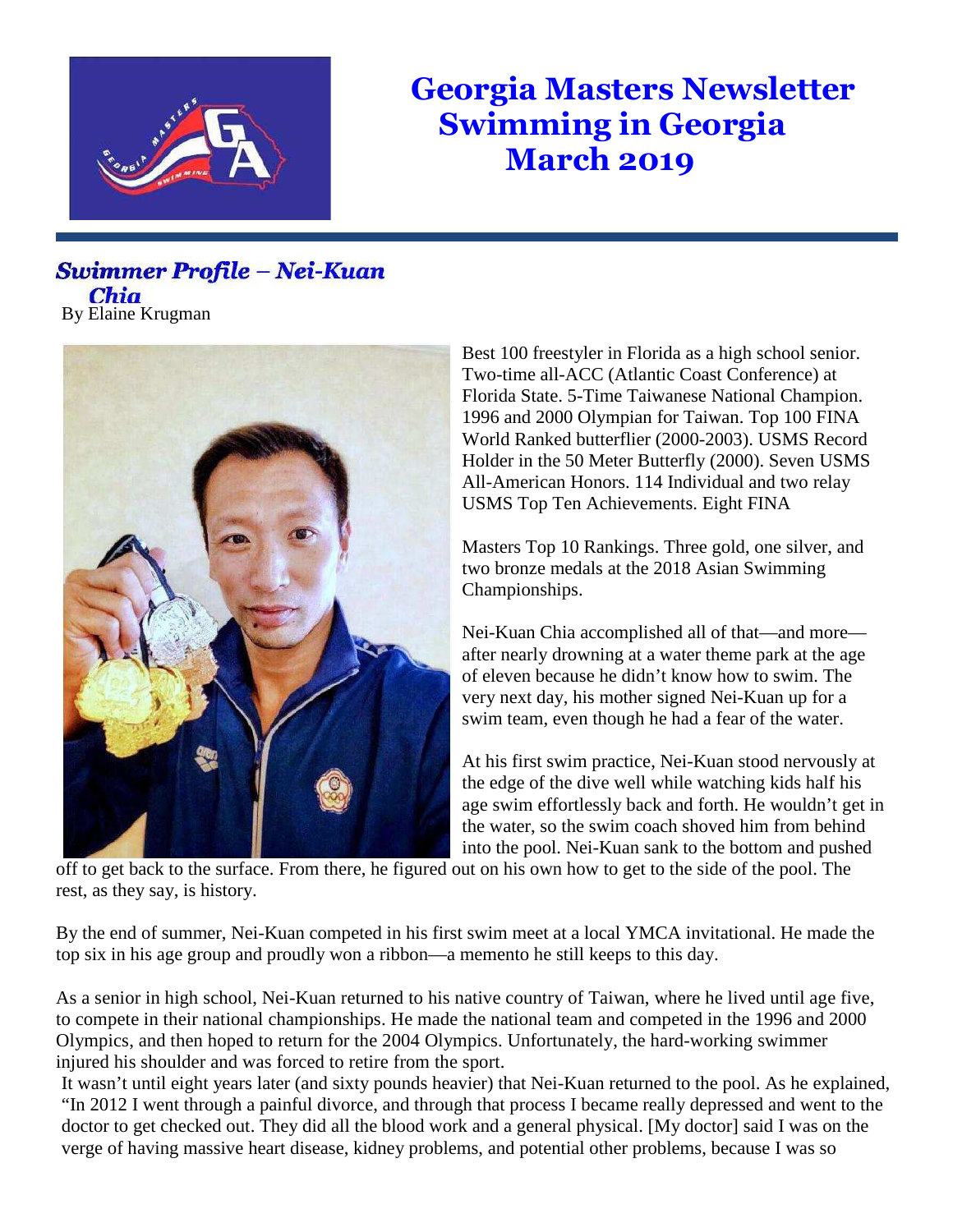# Georgia Masters Newsletter
# Swimming in Georgia
# March 2019

## *Swimmer Profile – Nei-Kuan Chia*

By Elaine Krugman

Best 100 freestyler in Florida as a high school senior. Two-time all-ACC (Atlantic Coast Conference) at Florida State. 5-Time Taiwanese National Champion. 1996 and 2000 Olympian for Taiwan. Top 100 FINA World Ranked butterflier (2000-2003). USMS Record Holder in the 50 Meter Butterfly (2000). Seven USMS All-American Honors. 114 Individual and two relay USMS Top Ten Achievements. Eight FINA Masters Top 10 Rankings. Three gold, one silver, and two bronze medals at the 2018 Asian Swimming Championships.

Nei-Kuan Chia accomplished all of that—and more—after nearly drowning at a water theme park at the age of eleven because he didn't know how to swim. The very next day, his mother signed Nei-Kuan up for a swim team, even though he had a fear of the water.

At his first swim practice, Nei-Kuan stood nervously at the edge of the dive well while watching kids half his age swim effortlessly back and forth. He wouldn't get in the water, so the swim coach shoved him from behind into the pool. Nei-Kuan sank to the bottom and pushed off to get back to the surface. From there, he figured out on his own how to get to the side of the pool. The rest, as they say, is history.

By the end of summer, Nei-Kuan competed in his first swim meet at a local YMCA invitational. He made the top six in his age group and proudly won a ribbon—a memento he still keeps to this day.

As a senior in high school, Nei-Kuan returned to his native country of Taiwan, where he lived until age five, to compete in their national championships. He made the national team and competed in the 1996 and 2000 Olympics, and then hoped to return for the 2004 Olympics. Unfortunately, the hard-working swimmer injured his shoulder and was forced to retire from the sport.

It wasn't until eight years later (and sixty pounds heavier) that Nei-Kuan returned to the pool. As he explained, "In 2012 I went through a painful divorce, and through that process I became really depressed and went to the doctor to get checked out. They did all the blood work and a general physical. [My doctor] said I was on the verge of having massive heart disease, kidney problems, and potential other problems, because I was so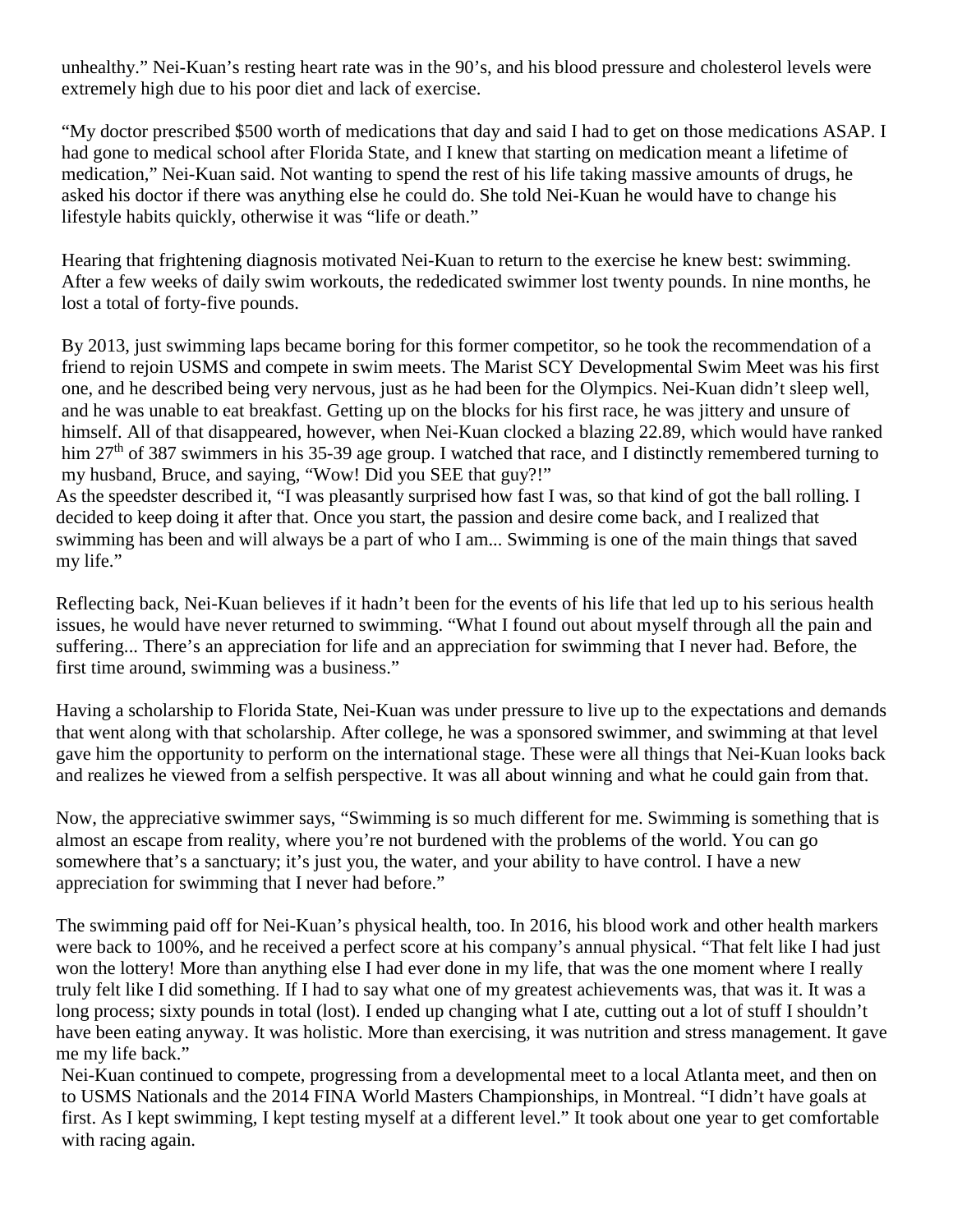unhealthy." Nei-Kuan's resting heart rate was in the 90's, and his blood pressure and cholesterol levels were extremely high due to his poor diet and lack of exercise.

"My doctor prescribed $500 worth of medications that day and said I had to get on those medications ASAP. I had gone to medical school after Florida State, and I knew that starting on medication meant a lifetime of medication," Nei-Kuan said. Not wanting to spend the rest of his life taking massive amounts of drugs, he asked his doctor if there was anything else he could do. She told Nei-Kuan he would have to change his lifestyle habits quickly, otherwise it was "life or death."

Hearing that frightening diagnosis motivated Nei-Kuan to return to the exercise he knew best: swimming. After a few weeks of daily swim workouts, the rededicated swimmer lost twenty pounds. In nine months, he lost a total of forty-five pounds.

By 2013, just swimming laps became boring for this former competitor, so he took the recommendation of a friend to rejoin USMS and compete in swim meets. The Marist SCY Developmental Swim Meet was his first one, and he described being very nervous, just as he had been for the Olympics. Nei-Kuan didn't sleep well, and he was unable to eat breakfast. Getting up on the blocks for his first race, he was jittery and unsure of himself. All of that disappeared, however, when Nei-Kuan clocked a blazing 22.89, which would have ranked him 27th of 387 swimmers in his 35-39 age group. I watched that race, and I distinctly remembered turning to my husband, Bruce, and saying, "Wow! Did you SEE that guy?!"

As the speedster described it, "I was pleasantly surprised how fast I was, so that kind of got the ball rolling. I decided to keep doing it after that. Once you start, the passion and desire come back, and I realized that swimming has been and will always be a part of who I am... Swimming is one of the main things that saved my life."

Reflecting back, Nei-Kuan believes if it hadn't been for the events of his life that led up to his serious health issues, he would have never returned to swimming. "What I found out about myself through all the pain and suffering... There's an appreciation for life and an appreciation for swimming that I never had. Before, the first time around, swimming was a business."

Having a scholarship to Florida State, Nei-Kuan was under pressure to live up to the expectations and demands that went along with that scholarship. After college, he was a sponsored swimmer, and swimming at that level gave him the opportunity to perform on the international stage. These were all things that Nei-Kuan looks back and realizes he viewed from a selfish perspective. It was all about winning and what he could gain from that.

Now, the appreciative swimmer says, "Swimming is so much different for me. Swimming is something that is almost an escape from reality, where you're not burdened with the problems of the world. You can go somewhere that's a sanctuary; it's just you, the water, and your ability to have control. I have a new appreciation for swimming that I never had before."

The swimming paid off for Nei-Kuan's physical health, too. In 2016, his blood work and other health markers were back to 100%, and he received a perfect score at his company's annual physical. "That felt like I had just won the lottery! More than anything else I had ever done in my life, that was the one moment where I really truly felt like I did something. If I had to say what one of my greatest achievements was, that was it. It was a long process; sixty pounds in total (lost). I ended up changing what I ate, cutting out a lot of stuff I shouldn't have been eating anyway. It was holistic. More than exercising, it was nutrition and stress management. It gave me my life back."

Nei-Kuan continued to compete, progressing from a developmental meet to a local Atlanta meet, and then on to USMS Nationals and the 2014 FINA World Masters Championships, in Montreal. "I didn't have goals at first. As I kept swimming, I kept testing myself at a different level." It took about one year to get comfortable with racing again.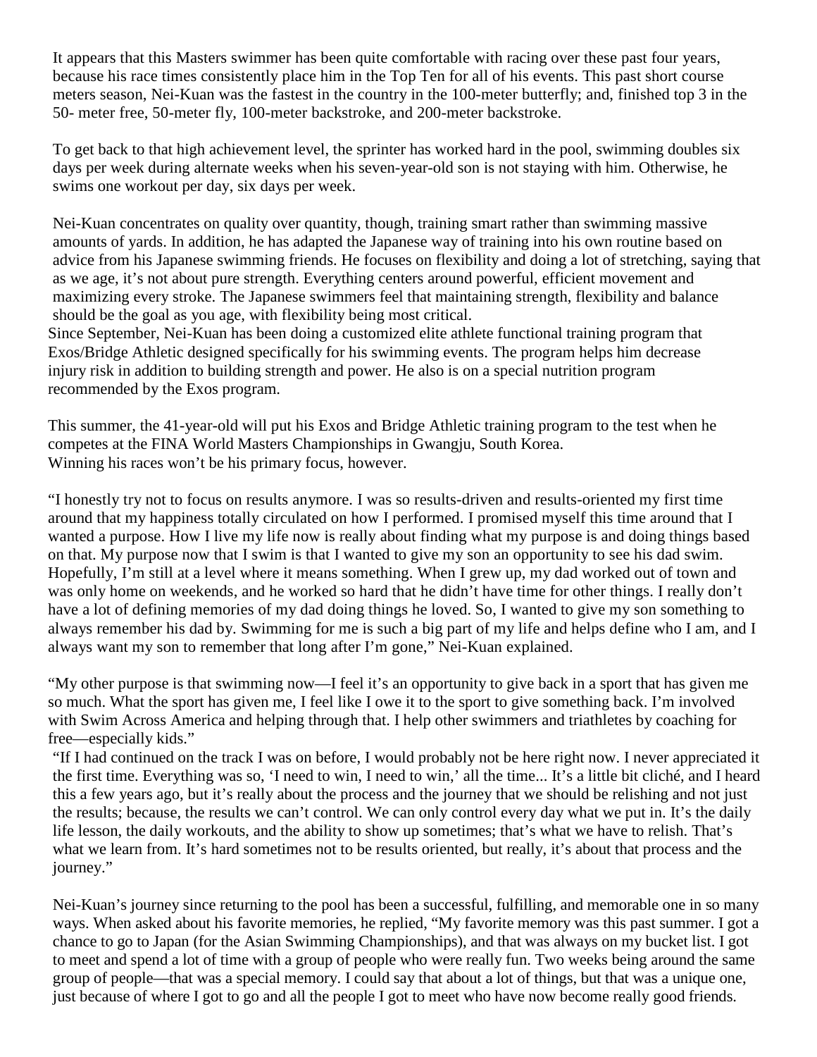It appears that this Masters swimmer has been quite comfortable with racing over these past four years, because his race times consistently place him in the Top Ten for all of his events. This past short course meters season, Nei-Kuan was the fastest in the country in the 100-meter butterfly; and, finished top 3 in the 50- meter free, 50-meter fly, 100-meter backstroke, and 200-meter backstroke.

To get back to that high achievement level, the sprinter has worked hard in the pool, swimming doubles six days per week during alternate weeks when his seven-year-old son is not staying with him. Otherwise, he swims one workout per day, six days per week.

Nei-Kuan concentrates on quality over quantity, though, training smart rather than swimming massive amounts of yards. In addition, he has adapted the Japanese way of training into his own routine based on advice from his Japanese swimming friends. He focuses on flexibility and doing a lot of stretching, saying that as we age, it's not about pure strength. Everything centers around powerful, efficient movement and maximizing every stroke. The Japanese swimmers feel that maintaining strength, flexibility and balance should be the goal as you age, with flexibility being most critical.

Since September, Nei-Kuan has been doing a customized elite athlete functional training program that Exos/Bridge Athletic designed specifically for his swimming events. The program helps him decrease injury risk in addition to building strength and power. He also is on a special nutrition program recommended by the Exos program.

This summer, the 41-year-old will put his Exos and Bridge Athletic training program to the test when he competes at the FINA World Masters Championships in Gwangju, South Korea.
Winning his races won't be his primary focus, however.

"I honestly try not to focus on results anymore. I was so results-driven and results-oriented my first time around that my happiness totally circulated on how I performed. I promised myself this time around that I wanted a purpose. How I live my life now is really about finding what my purpose is and doing things based on that. My purpose now that I swim is that I wanted to give my son an opportunity to see his dad swim. Hopefully, I'm still at a level where it means something. When I grew up, my dad worked out of town and was only home on weekends, and he worked so hard that he didn't have time for other things. I really don't have a lot of defining memories of my dad doing things he loved. So, I wanted to give my son something to always remember his dad by. Swimming for me is such a big part of my life and helps define who I am, and I always want my son to remember that long after I'm gone," Nei-Kuan explained.

"My other purpose is that swimming now—I feel it's an opportunity to give back in a sport that has given me so much. What the sport has given me, I feel like I owe it to the sport to give something back. I'm involved with Swim Across America and helping through that. I help other swimmers and triathletes by coaching for free—especially kids."

"If I had continued on the track I was on before, I would probably not be here right now. I never appreciated it the first time. Everything was so, 'I need to win, I need to win,' all the time... It's a little bit cliché, and I heard this a few years ago, but it's really about the process and the journey that we should be relishing and not just the results; because, the results we can't control. We can only control every day what we put in. It's the daily life lesson, the daily workouts, and the ability to show up sometimes; that's what we have to relish. That's what we learn from. It's hard sometimes not to be results oriented, but really, it's about that process and the journey."

Nei-Kuan's journey since returning to the pool has been a successful, fulfilling, and memorable one in so many ways. When asked about his favorite memories, he replied, "My favorite memory was this past summer. I got a chance to go to Japan (for the Asian Swimming Championships), and that was always on my bucket list. I got to meet and spend a lot of time with a group of people who were really fun. Two weeks being around the same group of people—that was a special memory. I could say that about a lot of things, but that was a unique one, just because of where I got to go and all the people I got to meet who have now become really good friends.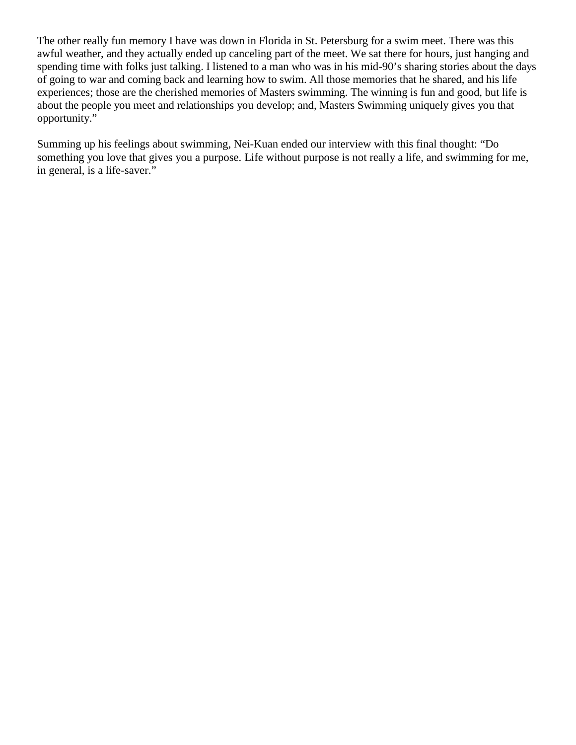The other really fun memory I have was down in Florida in St. Petersburg for a swim meet. There was this awful weather, and they actually ended up canceling part of the meet. We sat there for hours, just hanging and spending time with folks just talking. I listened to a man who was in his mid-90's sharing stories about the days of going to war and coming back and learning how to swim. All those memories that he shared, and his life experiences; those are the cherished memories of Masters swimming. The winning is fun and good, but life is about the people you meet and relationships you develop; and, Masters Swimming uniquely gives you that opportunity."

Summing up his feelings about swimming, Nei-Kuan ended our interview with this final thought: "Do something you love that gives you a purpose. Life without purpose is not really a life, and swimming for me, in general, is a life-saver."